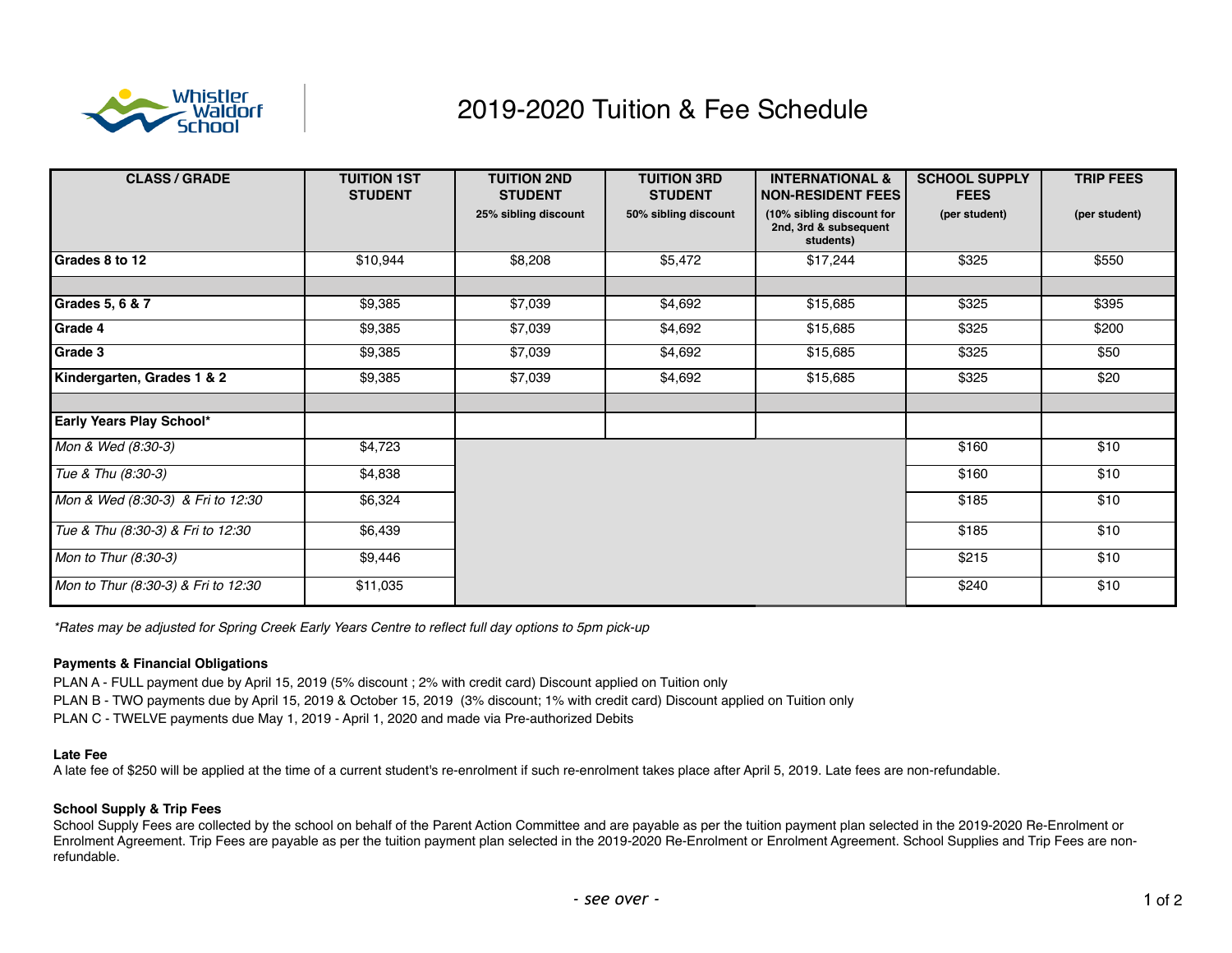# 2019-2020 Tuition & Fee Schedule

| CLASS / GRADE | TUITION 1ST STUDENT | TUITION 2ND STUDENT<br>25% sibling discount | TUITION 3RD STUDENT<br>50% sibling discount | INTERNATIONAL & NON-RESIDENT FEES<br>(10% sibling discount for 2nd, 3rd & subsequent students) | SCHOOL SUPPLY FEES<br>(per student) | TRIP FEES<br>(per student) |
|---|---|---|---|---|---|---|
| **Grades 8 to 12** | $10,944 | $8,208 | $5,472 | $17,244 | $325 | $550 |
| | | | | | | |
| **Grades 5, 6 & 7** | $9,385 | $7,039 | $4,692 | $15,685 | $325 | $395 |
| **Grade 4** | $9,385 | $7,039 | $4,692 | $15,685 | $325 | $200 |
| **Grade 3** | $9,385 | $7,039 | $4,692 | $15,685 | $325 | $50 |
| **Kindergarten, Grades 1 & 2** | $9,385 | $7,039 | $4,692 | $15,685 | $325 | $20 |
| | | | | | | |
| **Early Years Play School*** | | | | | | |
| *Mon & Wed (8:30-3)* | $4,723 | | | | $160 | $10 |
| *Tue & Thu (8:30-3)* | $4,838 | | | | $160 | $10 |
| *Mon & Wed (8:30-3) & Fri to 12:30* | $6,324 | | | | $185 | $10 |
| *Tue & Thu (8:30-3) & Fri to 12:30* | $6,439 | | | | $185 | $10 |
| *Mon to Thur (8:30-3)* | $9,446 | | | | $215 | $10 |
| *Mon to Thur (8:30-3) & Fri to 12:30* | $11,035 | | | | $240 | $10 |

*\*Rates may be adjusted for Spring Creek Early Years Centre to reflect full day options to 5pm pick-up*

**Payments & Financial Obligations**

PLAN A - FULL payment due by April 15, 2019 (5% discount ; 2% with credit card) Discount applied on Tuition only

PLAN B - TWO payments due by April 15, 2019 & October 15, 2019 (3% discount; 1% with credit card) Discount applied on Tuition only

PLAN C - TWELVE payments due May 1, 2019 - April 1, 2020 and made via Pre-authorized Debits

**Late Fee**

A late fee of $250 will be applied at the time of a current student's re-enrolment if such re-enrolment takes place after April 5, 2019. Late fees are non-refundable.

**School Supply & Trip Fees**

School Supply Fees are collected by the school on behalf of the Parent Action Committee and are payable as per the tuition payment plan selected in the 2019-2020 Re-Enrolment or Enrolment Agreement. Trip Fees are payable as per the tuition payment plan selected in the 2019-2020 Re-Enrolment or Enrolment Agreement. School Supplies and Trip Fees are non-refundable.

*- see over -*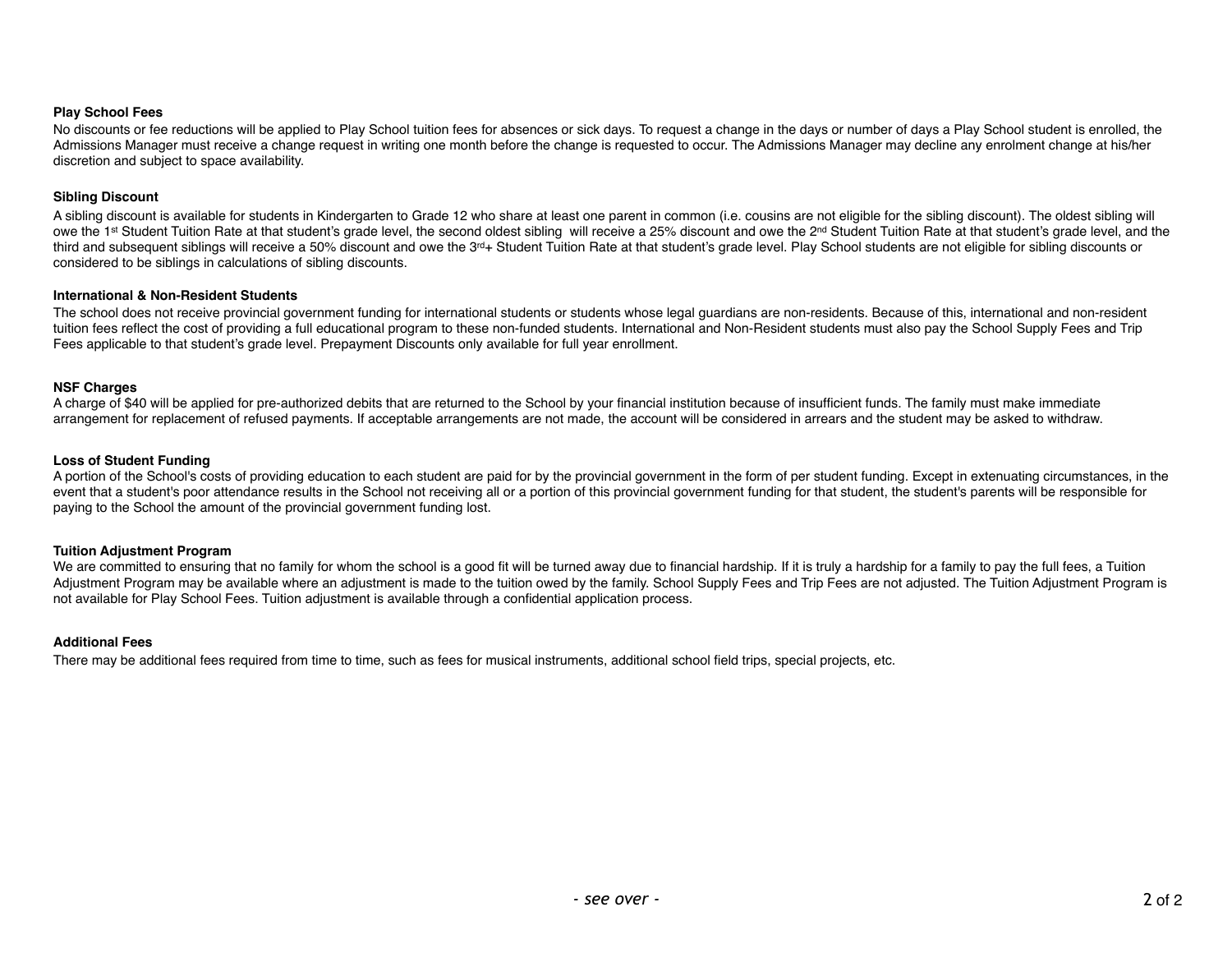**Play School Fees**

No discounts or fee reductions will be applied to Play School tuition fees for absences or sick days. To request a change in the days or number of days a Play School student is enrolled, the Admissions Manager must receive a change request in writing one month before the change is requested to occur. The Admissions Manager may decline any enrolment change at his/her discretion and subject to space availability.

**Sibling Discount**

A sibling discount is available for students in Kindergarten to Grade 12 who share at least one parent in common (i.e. cousins are not eligible for the sibling discount). The oldest sibling will owe the 1st Student Tuition Rate at that student's grade level, the second oldest sibling will receive a 25% discount and owe the 2nd Student Tuition Rate at that student's grade level, and the third and subsequent siblings will receive a 50% discount and owe the 3rd+ Student Tuition Rate at that student's grade level. Play School students are not eligible for sibling discounts or considered to be siblings in calculations of sibling discounts.

**International & Non-Resident Students**

The school does not receive provincial government funding for international students or students whose legal guardians are non-residents. Because of this, international and non-resident tuition fees reflect the cost of providing a full educational program to these non-funded students. International and Non-Resident students must also pay the School Supply Fees and Trip Fees applicable to that student's grade level. Prepayment Discounts only available for full year enrollment.

**NSF Charges**

A charge of $40 will be applied for pre-authorized debits that are returned to the School by your financial institution because of insufficient funds. The family must make immediate arrangement for replacement of refused payments. If acceptable arrangements are not made, the account will be considered in arrears and the student may be asked to withdraw.

**Loss of Student Funding**

A portion of the School's costs of providing education to each student are paid for by the provincial government in the form of per student funding. Except in extenuating circumstances, in the event that a student's poor attendance results in the School not receiving all or a portion of this provincial government funding for that student, the student's parents will be responsible for paying to the School the amount of the provincial government funding lost.

**Tuition Adjustment Program**

We are committed to ensuring that no family for whom the school is a good fit will be turned away due to financial hardship. If it is truly a hardship for a family to pay the full fees, a Tuition Adjustment Program may be available where an adjustment is made to the tuition owed by the family. School Supply Fees and Trip Fees are not adjusted. The Tuition Adjustment Program is not available for Play School Fees. Tuition adjustment is available through a confidential application process.

**Additional Fees**

There may be additional fees required from time to time, such as fees for musical instruments, additional school field trips, special projects, etc.

*- see over -*